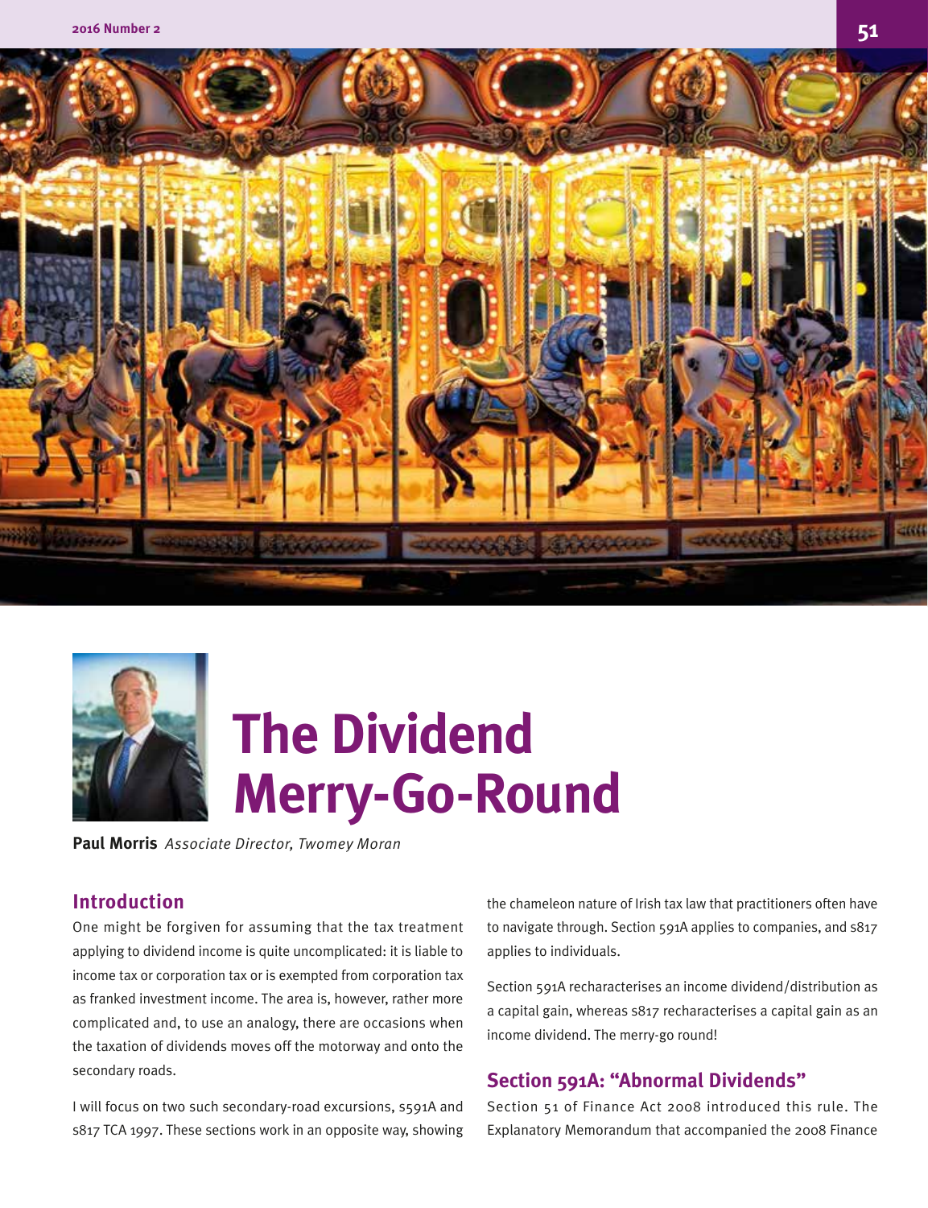# The Dividend Merry-Go-Round

**Paul Morris** *Associate Director, Twomey Moran*

## Introduction

One might be forgiven for assuming that the tax treatment applying to dividend income is quite uncomplicated: it is liable to income tax or corporation tax or is exempted from corporation tax as franked investment income. The area is, however, rather more complicated and, to use an analogy, there are occasions when the taxation of dividends moves off the motorway and onto the secondary roads.

I will focus on two such secondary-road excursions, s591A and s817 TCA 1997. These sections work in an opposite way, showing the chameleon nature of Irish tax law that practitioners often have to navigate through. Section 591A applies to companies, and s817 applies to individuals.

Section 591A recharacterises an income dividend/distribution as a capital gain, whereas s817 recharacterises a capital gain as an income dividend. The merry-go round!

## Section 591A: "Abnormal Dividends"

Section 51 of Finance Act 2008 introduced this rule. The Explanatory Memorandum that accompanied the 2008 Finance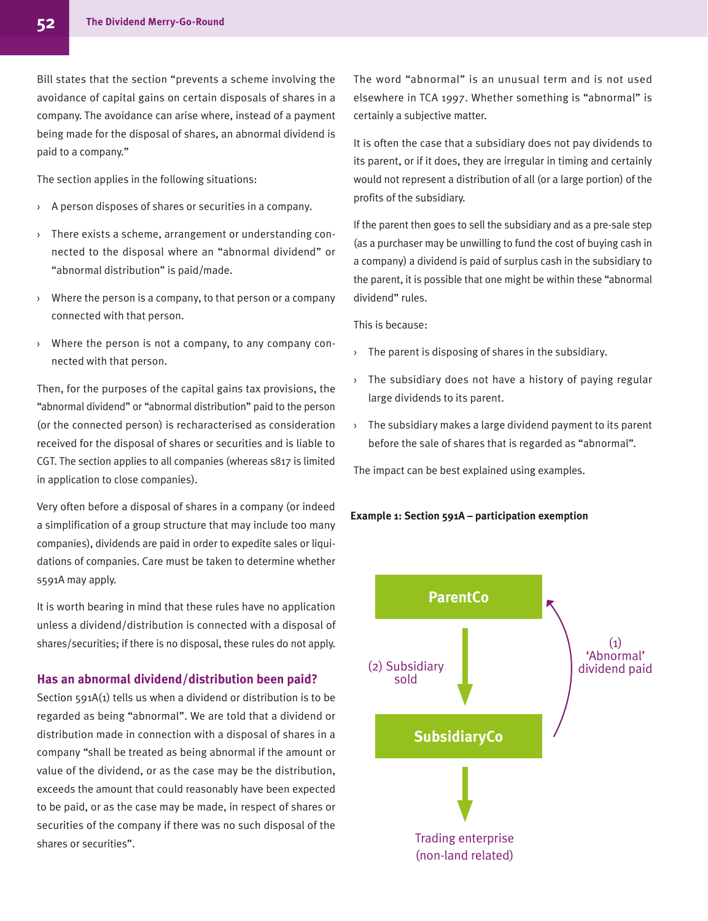Bill states that the section "prevents a scheme involving the avoidance of capital gains on certain disposals of shares in a company. The avoidance can arise where, instead of a payment being made for the disposal of shares, an abnormal dividend is paid to a company."

The section applies in the following situations:

- A person disposes of shares or securities in a company.
- There exists a scheme, arrangement or understanding connected to the disposal where an "abnormal dividend" or "abnormal distribution" is paid/made.
- Where the person is a company, to that person or a company connected with that person.
- Where the person is not a company, to any company connected with that person.

Then, for the purposes of the capital gains tax provisions, the "abnormal dividend" or "abnormal distribution" paid to the person (or the connected person) is recharacterised as consideration received for the disposal of shares or securities and is liable to CGT. The section applies to all companies (whereas s817 is limited in application to close companies).

Very often before a disposal of shares in a company (or indeed a simplification of a group structure that may include too many companies), dividends are paid in order to expedite sales or liquidations of companies. Care must be taken to determine whether s591A may apply.

It is worth bearing in mind that these rules have no application unless a dividend/distribution is connected with a disposal of shares/securities; if there is no disposal, these rules do not apply.

### Has an abnormal dividend/distribution been paid?

Section 591A(1) tells us when a dividend or distribution is to be regarded as being "abnormal". We are told that a dividend or distribution made in connection with a disposal of shares in a company "shall be treated as being abnormal if the amount or value of the dividend, or as the case may be the distribution, exceeds the amount that could reasonably have been expected to be paid, or as the case may be made, in respect of shares or securities of the company if there was no such disposal of the shares or securities".

The word "abnormal" is an unusual term and is not used elsewhere in TCA 1997. Whether something is "abnormal" is certainly a subjective matter.

It is often the case that a subsidiary does not pay dividends to its parent, or if it does, they are irregular in timing and certainly would not represent a distribution of all (or a large portion) of the profits of the subsidiary.

If the parent then goes to sell the subsidiary and as a pre-sale step (as a purchaser may be unwilling to fund the cost of buying cash in a company) a dividend is paid of surplus cash in the subsidiary to the parent, it is possible that one might be within these "abnormal dividend" rules.

This is because:

- The parent is disposing of shares in the subsidiary.
- The subsidiary does not have a history of paying regular large dividends to its parent.
- The subsidiary makes a large dividend payment to its parent before the sale of shares that is regarded as "abnormal".

The impact can be best explained using examples.

**Example 1: Section 591A – participation exemption**

ParentCo

(2) Subsidiary sold

(1) 'Abnormal' dividend paid

SubsidiaryCo

Trading enterprise (non-land related)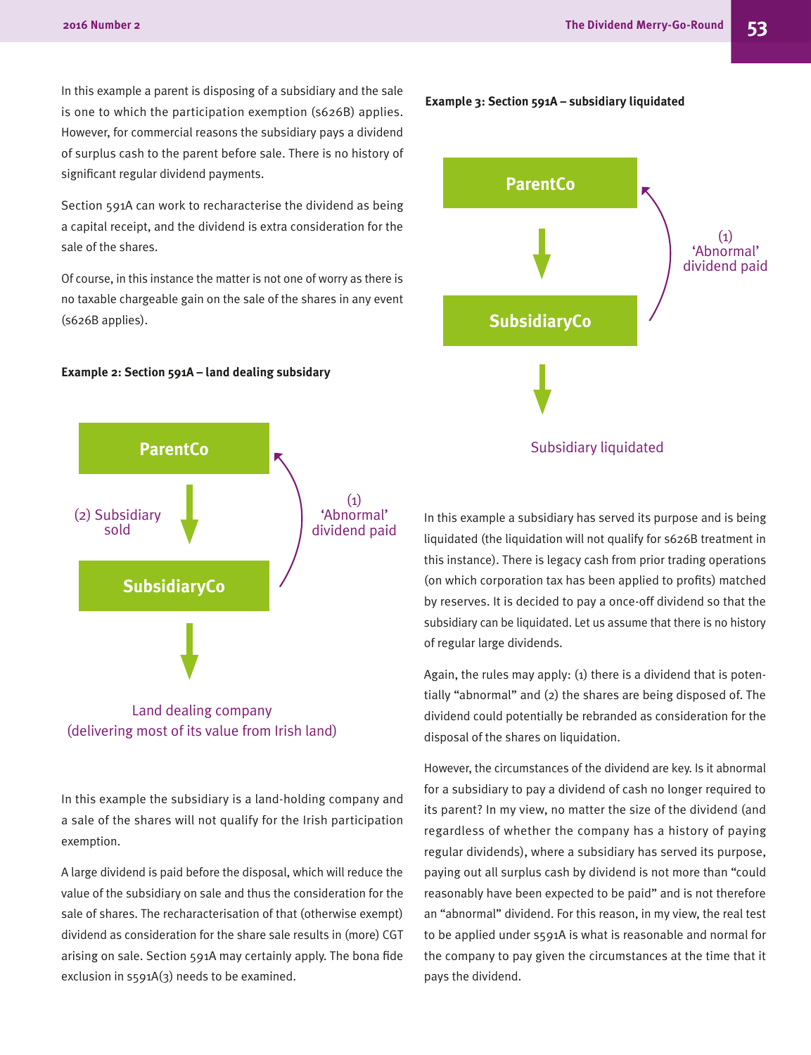In this example a parent is disposing of a subsidiary and the sale is one to which the participation exemption (s626B) applies. However, for commercial reasons the subsidiary pays a dividend of surplus cash to the parent before sale. There is no history of significant regular dividend payments.

Section 591A can work to recharacterise the dividend as being a capital receipt, and the dividend is extra consideration for the sale of the shares.

Of course, in this instance the matter is not one of worry as there is no taxable chargeable gain on the sale of the shares in any event (s626B applies).

**Example 2: Section 591A – land dealing subsidary**

ParentCo

(2) Subsidiary sold

(1) 'Abnormal' dividend paid

SubsidiaryCo

Land dealing company (delivering most of its value from Irish land)

In this example the subsidiary is a land-holding company and a sale of the shares will not qualify for the Irish participation exemption.

A large dividend is paid before the disposal, which will reduce the value of the subsidiary on sale and thus the consideration for the sale of shares. The recharacterisation of that (otherwise exempt) dividend as consideration for the share sale results in (more) CGT arising on sale. Section 591A may certainly apply. The bona fide exclusion in s591A(3) needs to be examined.

**Example 3: Section 591A – subsidiary liquidated**

ParentCo

(1) 'Abnormal' dividend paid

SubsidiaryCo

Subsidiary liquidated

In this example a subsidiary has served its purpose and is being liquidated (the liquidation will not qualify for s626B treatment in this instance). There is legacy cash from prior trading operations (on which corporation tax has been applied to profits) matched by reserves. It is decided to pay a once-off dividend so that the subsidiary can be liquidated. Let us assume that there is no history of regular large dividends.

Again, the rules may apply: (1) there is a dividend that is potentially "abnormal" and (2) the shares are being disposed of. The dividend could potentially be rebranded as consideration for the disposal of the shares on liquidation.

However, the circumstances of the dividend are key. Is it abnormal for a subsidiary to pay a dividend of cash no longer required to its parent? In my view, no matter the size of the dividend (and regardless of whether the company has a history of paying regular dividends), where a subsidiary has served its purpose, paying out all surplus cash by dividend is not more than "could reasonably have been expected to be paid" and is not therefore an "abnormal" dividend. For this reason, in my view, the real test to be applied under s591A is what is reasonable and normal for the company to pay given the circumstances at the time that it pays the dividend.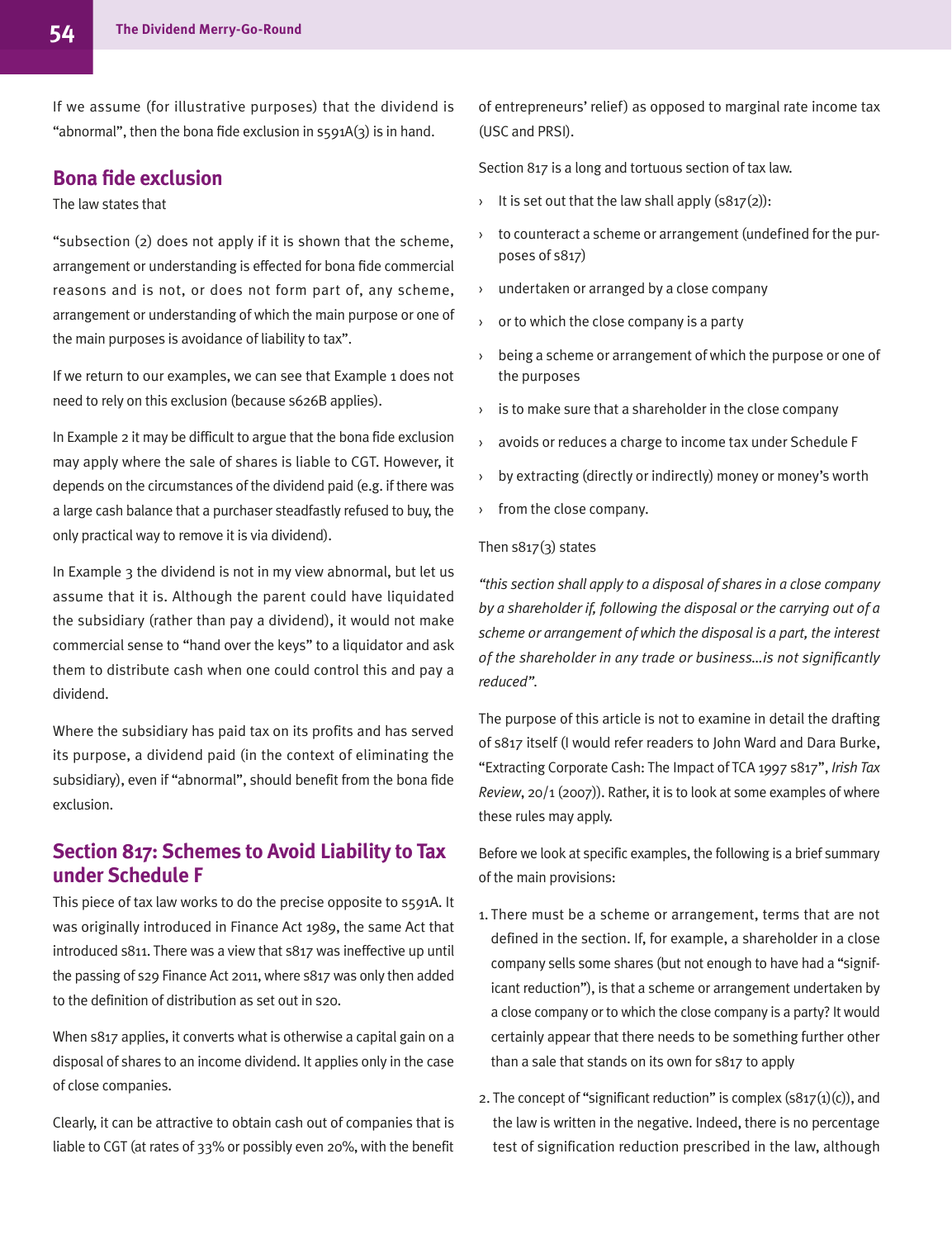If we assume (for illustrative purposes) that the dividend is "abnormal", then the bona fide exclusion in s591A(3) is in hand.

## Bona fide exclusion

The law states that

"subsection (2) does not apply if it is shown that the scheme, arrangement or understanding is effected for bona fide commercial reasons and is not, or does not form part of, any scheme, arrangement or understanding of which the main purpose or one of the main purposes is avoidance of liability to tax".

If we return to our examples, we can see that Example 1 does not need to rely on this exclusion (because s626B applies).

In Example 2 it may be difficult to argue that the bona fide exclusion may apply where the sale of shares is liable to CGT. However, it depends on the circumstances of the dividend paid (e.g. if there was a large cash balance that a purchaser steadfastly refused to buy, the only practical way to remove it is via dividend).

In Example 3 the dividend is not in my view abnormal, but let us assume that it is. Although the parent could have liquidated the subsidiary (rather than pay a dividend), it would not make commercial sense to "hand over the keys" to a liquidator and ask them to distribute cash when one could control this and pay a dividend.

Where the subsidiary has paid tax on its profits and has served its purpose, a dividend paid (in the context of eliminating the subsidiary), even if "abnormal", should benefit from the bona fide exclusion.

## Section 817: Schemes to Avoid Liability to Tax under Schedule F

This piece of tax law works to do the precise opposite to s591A. It was originally introduced in Finance Act 1989, the same Act that introduced s811. There was a view that s817 was ineffective up until the passing of s29 Finance Act 2011, where s817 was only then added to the definition of distribution as set out in s20.

When s817 applies, it converts what is otherwise a capital gain on a disposal of shares to an income dividend. It applies only in the case of close companies.

Clearly, it can be attractive to obtain cash out of companies that is liable to CGT (at rates of 33% or possibly even 20%, with the benefit of entrepreneurs' relief) as opposed to marginal rate income tax (USC and PRSI).

Section 817 is a long and tortuous section of tax law.

- It is set out that the law shall apply (s817(2)):
- to counteract a scheme or arrangement (undefined for the purposes of s817)
- undertaken or arranged by a close company
- or to which the close company is a party
- being a scheme or arrangement of which the purpose or one of the purposes
- is to make sure that a shareholder in the close company
- avoids or reduces a charge to income tax under Schedule F
- by extracting (directly or indirectly) money or money's worth
- from the close company.

Then s817(3) states

*"this section shall apply to a disposal of shares in a close company by a shareholder if, following the disposal or the carrying out of a scheme or arrangement of which the disposal is a part, the interest of the shareholder in any trade or business…is not significantly reduced".*

The purpose of this article is not to examine in detail the drafting of s817 itself (I would refer readers to John Ward and Dara Burke, "Extracting Corporate Cash: The Impact of TCA 1997 s817", *Irish Tax Review*, 20/1 (2007)). Rather, it is to look at some examples of where these rules may apply.

Before we look at specific examples, the following is a brief summary of the main provisions:

1. There must be a scheme or arrangement, terms that are not defined in the section. If, for example, a shareholder in a close company sells some shares (but not enough to have had a "significant reduction"), is that a scheme or arrangement undertaken by a close company or to which the close company is a party? It would certainly appear that there needs to be something further other than a sale that stands on its own for s817 to apply
2. The concept of "significant reduction" is complex (s817(1)(c)), and the law is written in the negative. Indeed, there is no percentage test of signification reduction prescribed in the law, although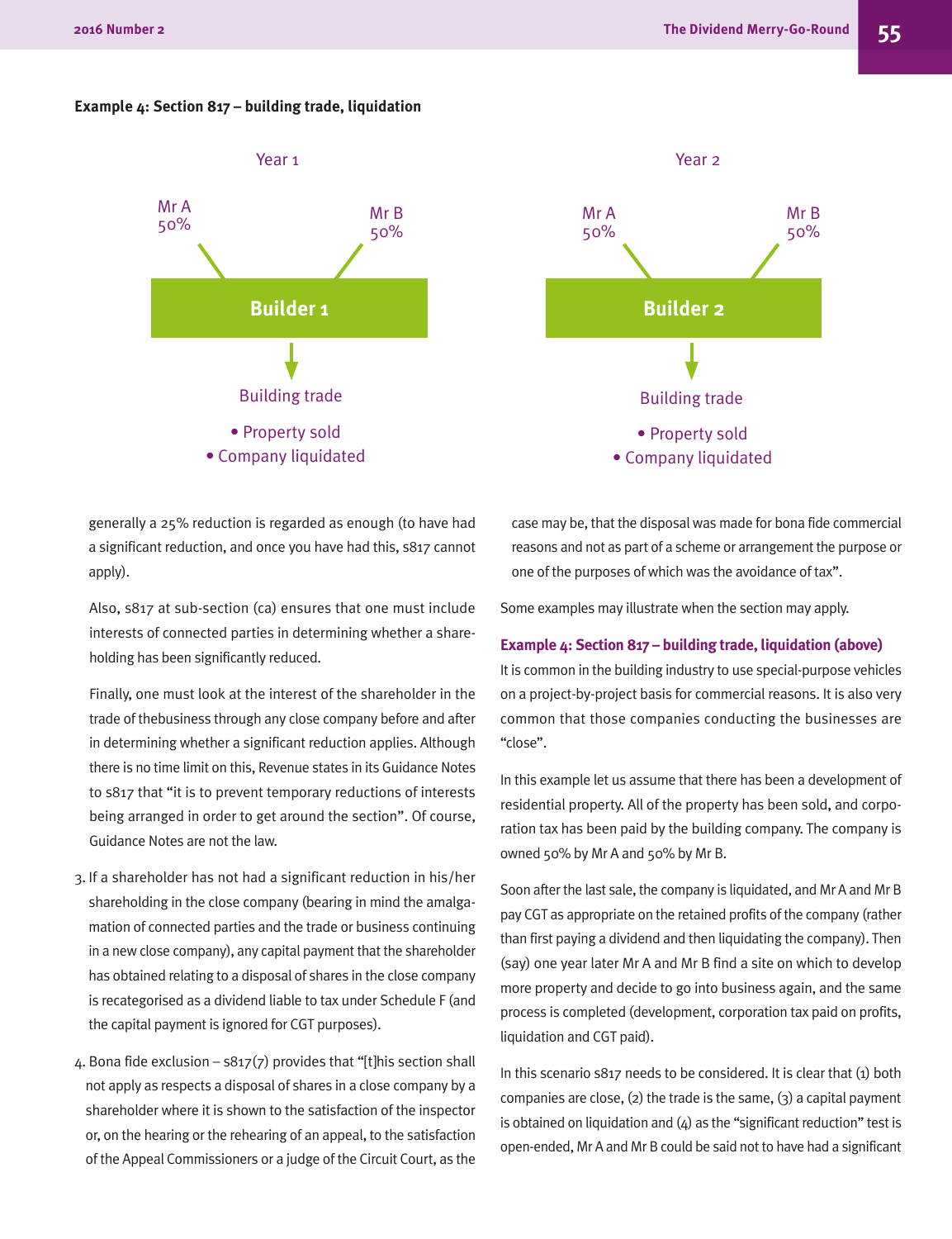**Example 4: Section 817 – building trade, liquidation**

Year 1

Mr A 50%

Mr B 50%

**Builder 1**

Building trade

- Property sold
- Company liquidated

Year 2

Mr A 50%

Mr B 50%

**Builder 2**

Building trade

- Property sold
- Company liquidated

generally a 25% reduction is regarded as enough (to have had a significant reduction, and once you have had this, s817 cannot apply).

Also, s817 at sub-section (ca) ensures that one must include interests of connected parties in determining whether a shareholding has been significantly reduced.

Finally, one must look at the interest of the shareholder in the trade of thebusiness through any close company before and after in determining whether a significant reduction applies. Although there is no time limit on this, Revenue states in its Guidance Notes to s817 that "it is to prevent temporary reductions of interests being arranged in order to get around the section". Of course, Guidance Notes are not the law.

3. If a shareholder has not had a significant reduction in his/her shareholding in the close company (bearing in mind the amalgamation of connected parties and the trade or business continuing in a new close company), any capital payment that the shareholder has obtained relating to a disposal of shares in the close company is recategorised as a dividend liable to tax under Schedule F (and the capital payment is ignored for CGT purposes).

4. Bona fide exclusion – s817(7) provides that "[t]his section shall not apply as respects a disposal of shares in a close company by a shareholder where it is shown to the satisfaction of the inspector or, on the hearing or the rehearing of an appeal, to the satisfaction of the Appeal Commissioners or a judge of the Circuit Court, as the case may be, that the disposal was made for bona fide commercial reasons and not as part of a scheme or arrangement the purpose or one of the purposes of which was the avoidance of tax".

Some examples may illustrate when the section may apply.

**Example 4: Section 817 – building trade, liquidation (above)**

It is common in the building industry to use special-purpose vehicles on a project-by-project basis for commercial reasons. It is also very common that those companies conducting the businesses are "close".

In this example let us assume that there has been a development of residential property. All of the property has been sold, and corporation tax has been paid by the building company. The company is owned 50% by Mr A and 50% by Mr B.

Soon after the last sale, the company is liquidated, and Mr A and Mr B pay CGT as appropriate on the retained profits of the company (rather than first paying a dividend and then liquidating the company). Then (say) one year later Mr A and Mr B find a site on which to develop more property and decide to go into business again, and the same process is completed (development, corporation tax paid on profits, liquidation and CGT paid).

In this scenario s817 needs to be considered. It is clear that (1) both companies are close, (2) the trade is the same, (3) a capital payment is obtained on liquidation and (4) as the "significant reduction" test is open-ended, Mr A and Mr B could be said not to have had a significant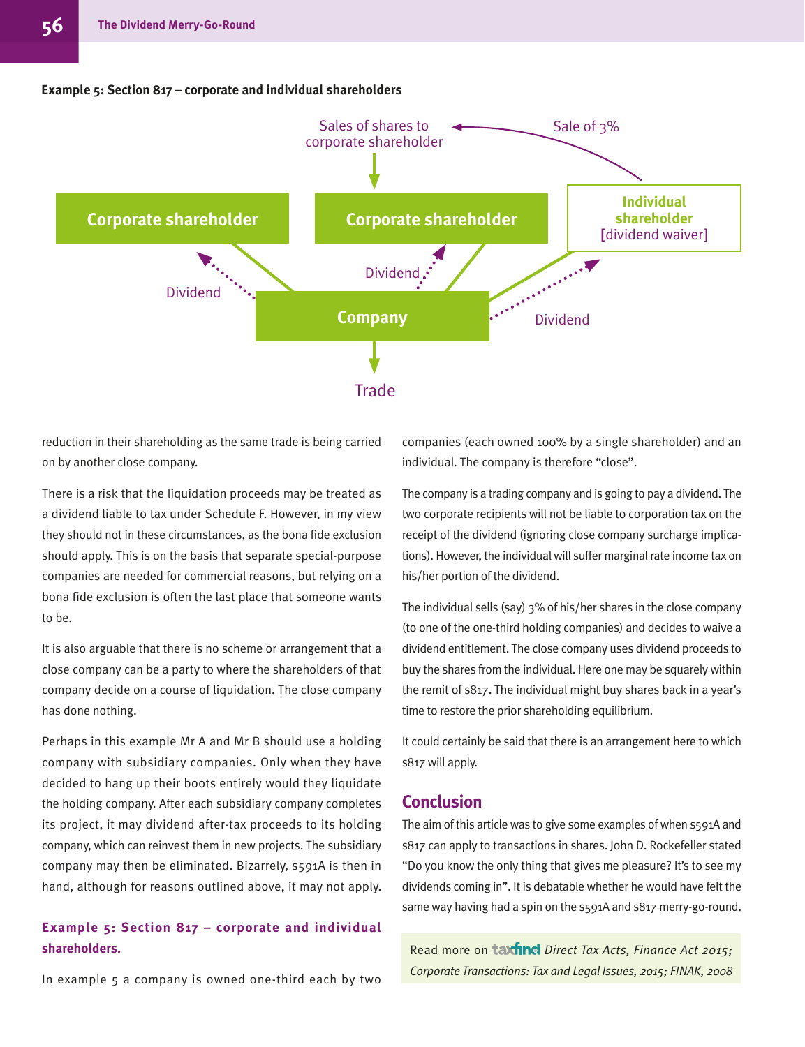**Example 5: Section 817 – corporate and individual shareholders**

Sales of shares to corporate shareholder

Sale of 3%

Corporate shareholder

Corporate shareholder

Individual shareholder [dividend waiver]

Dividend

Dividend

Dividend

Company

Trade

reduction in their shareholding as the same trade is being carried on by another close company.

There is a risk that the liquidation proceeds may be treated as a dividend liable to tax under Schedule F. However, in my view they should not in these circumstances, as the bona fide exclusion should apply. This is on the basis that separate special-purpose companies are needed for commercial reasons, but relying on a bona fide exclusion is often the last place that someone wants to be.

It is also arguable that there is no scheme or arrangement that a close company can be a party to where the shareholders of that company decide on a course of liquidation. The close company has done nothing.

Perhaps in this example Mr A and Mr B should use a holding company with subsidiary companies. Only when they have decided to hang up their boots entirely would they liquidate the holding company. After each subsidiary company completes its project, it may dividend after-tax proceeds to its holding company, which can reinvest them in new projects. The subsidiary company may then be eliminated. Bizarrely, s591A is then in hand, although for reasons outlined above, it may not apply.

### Example 5: Section 817 – corporate and individual shareholders.

In example 5 a company is owned one-third each by two companies (each owned 100% by a single shareholder) and an individual. The company is therefore "close".

The company is a trading company and is going to pay a dividend. The two corporate recipients will not be liable to corporation tax on the receipt of the dividend (ignoring close company surcharge implications). However, the individual will suffer marginal rate income tax on his/her portion of the dividend.

The individual sells (say) 3% of his/her shares in the close company (to one of the one-third holding companies) and decides to waive a dividend entitlement. The close company uses dividend proceeds to buy the shares from the individual. Here one may be squarely within the remit of s817. The individual might buy shares back in a year's time to restore the prior shareholding equilibrium.

It could certainly be said that there is an arrangement here to which s817 will apply.

## Conclusion

The aim of this article was to give some examples of when s591A and s817 can apply to transactions in shares. John D. Rockefeller stated "Do you know the only thing that gives me pleasure? It's to see my dividends coming in". It is debatable whether he would have felt the same way having had a spin on the s591A and s817 merry-go-round.

Read more on taxfind *Direct Tax Acts, Finance Act 2015; Corporate Transactions: Tax and Legal Issues, 2015; FINAK, 2008*